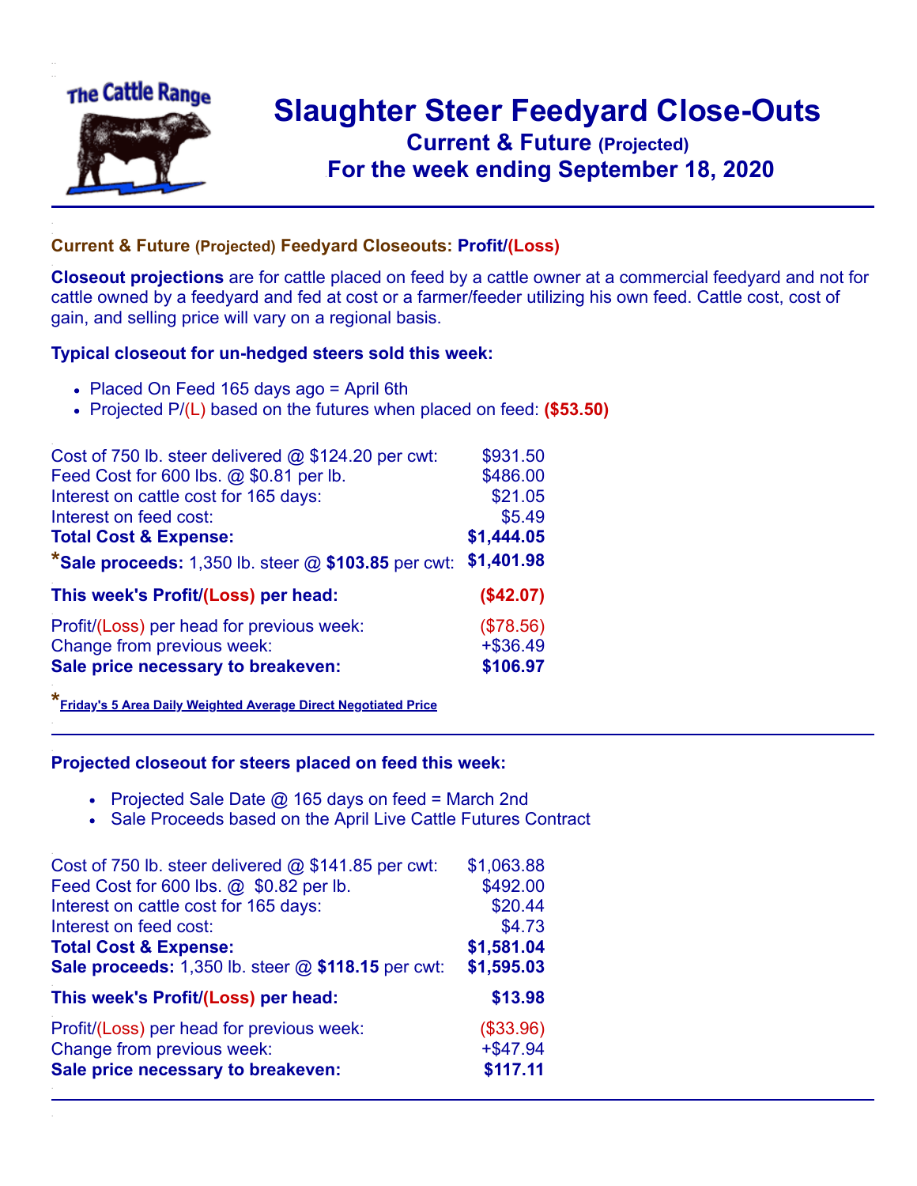# Slaughter Steer Feedyard Close-Outs

## Current & Future (Projected)

## For the week ending September 18, 2020

### Current & Future (Projected) Feedyard Closeouts: Profit/(Loss)

**Closeout projections** are for cattle placed on feed by a cattle owner at a commercial feedyard and not for cattle owned by a feedyard and fed at cost or a farmer/feeder utilizing his own feed. Cattle cost, cost of gain, and selling price will vary on a regional basis.

### Typical closeout for un-hedged steers sold this week:

- Placed On Feed 165 days ago = April 6th
- Projected P/(L) based on the futures when placed on feed: **($53.50)**

| | |
|---|---|
| Cost of 750 lb. steer delivered @ $124.20 per cwt: | $931.50 |
| Feed Cost for 600 lbs. @ $0.81 per lb. | $486.00 |
| Interest on cattle cost for 165 days: | $21.05 |
| Interest on feed cost: | $5.49 |
| **Total Cost & Expense:** | **$1,444.05** |
| ***Sale proceeds:** 1,350 lb. steer @ **$103.85** per cwt: | **$1,401.98** |
| **This week's Profit/(Loss) per head:** | **($42.07)** |
| Profit/(Loss) per head for previous week: | ($78.56) |
| Change from previous week: | +$36.49 |
| **Sale price necessary to breakeven:** | **$106.97** |

*Friday's 5 Area Daily Weighted Average Direct Negotiated Price

### Projected closeout for steers placed on feed this week:

- Projected Sale Date @ 165 days on feed = March 2nd
- Sale Proceeds based on the April Live Cattle Futures Contract

| | |
|---|---|
| Cost of 750 lb. steer delivered @ $141.85 per cwt: | $1,063.88 |
| Feed Cost for 600 lbs. @ $0.82 per lb. | $492.00 |
| Interest on cattle cost for 165 days: | $20.44 |
| Interest on feed cost: | $4.73 |
| **Total Cost & Expense:** | **$1,581.04** |
| **Sale proceeds:** 1,350 lb. steer @ **$118.15** per cwt: | **$1,595.03** |
| **This week's Profit/(Loss) per head:** | **$13.98** |
| Profit/(Loss) per head for previous week: | ($33.96) |
| Change from previous week: | +$47.94 |
| **Sale price necessary to breakeven:** | **$117.11** |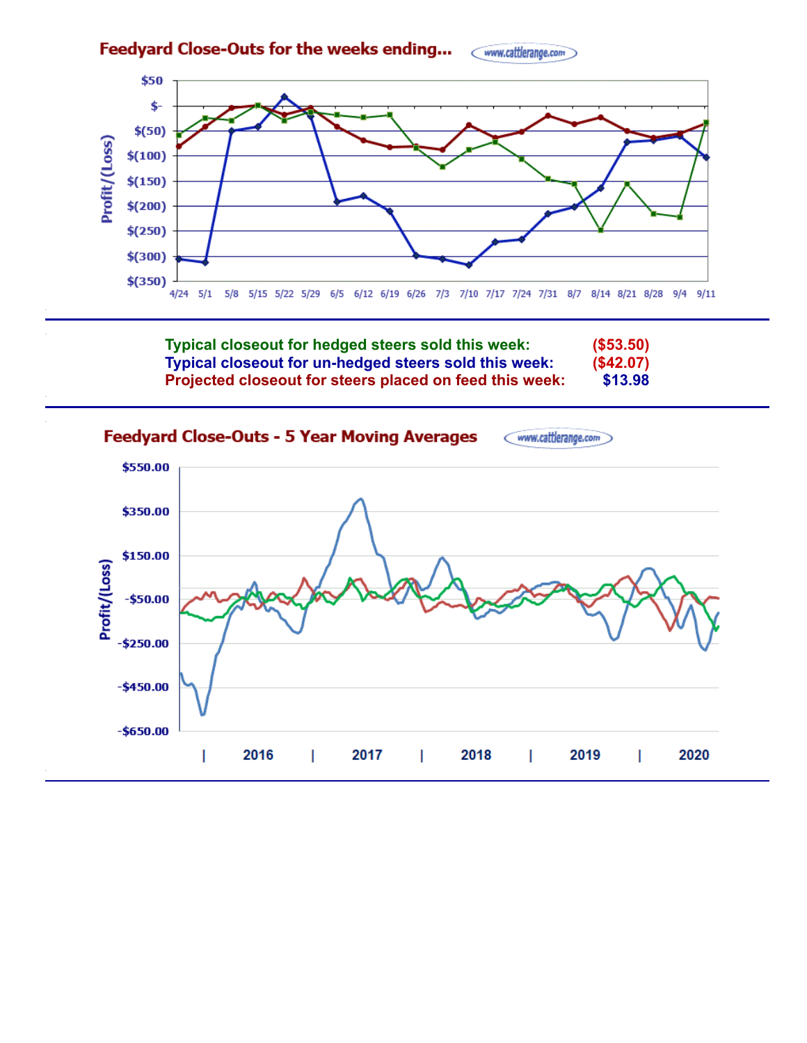## Feedyard Close-Outs for the weeks ending...

www.cattlerange.com

Profit/(Loss)

$50
$-
$(50)
$(100)
$(150)
$(200)
$(250)
$(300)
$(350)

4/24 5/1 5/8 5/15 5/22 5/29 6/5 6/12 6/19 6/26 7/3 7/10 7/17 7/24 7/31 8/7 8/14 8/21 8/28 9/4 9/11

---

**Typical closeout for hedged steers sold this week:** ($53.50)
**Typical closeout for un-hedged steers sold this week:** ($42.07)
**Projected closeout for steers placed on feed this week:** $13.98

---

## Feedyard Close-Outs - 5 Year Moving Averages

www.cattlerange.com

Profit/(Loss)

$550.00
$350.00
$150.00
-$50.00
-$250.00
-$450.00
-$650.00

| 2016 | 2017 | 2018 | 2019 | 2020